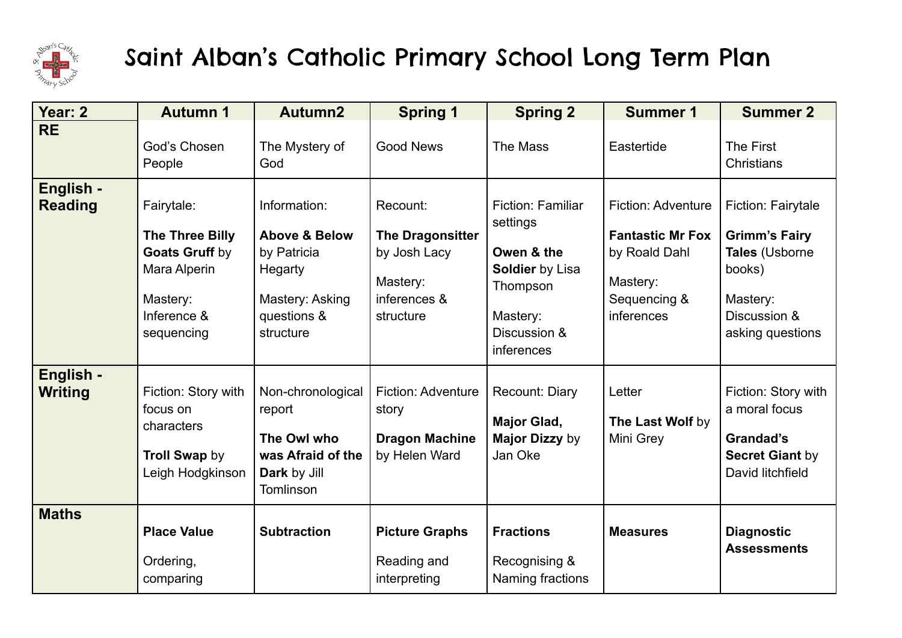# Saint Alban's Catholic Primary School Long Term Plan

| Year: 2 | Autumn 1 | Autumn2 | Spring 1 | Spring 2 | Summer 1 | Summer 2 |
|---|---|---|---|---|---|---|
| **RE** | God's Chosen People | The Mystery of God | Good News | The Mass | Eastertide | The First Christians |
| **English - Reading** | Fairytale:<br><br>**The Three Billy Goats Gruff** by Mara Alperin<br><br>Mastery: Inference & sequencing | Information:<br><br>**Above & Below** by Patricia Hegarty<br><br>Mastery: Asking questions & structure | Recount:<br><br>**The Dragonsitter** by Josh Lacy<br><br>Mastery: inferences & structure | Fiction: Familiar settings<br><br>**Owen & the Soldier** by Lisa Thompson<br><br>Mastery: Discussion & inferences | Fiction: Adventure<br><br>**Fantastic Mr Fox** by Roald Dahl<br><br>Mastery: Sequencing & inferences | Fiction: Fairytale<br><br>**Grimm's Fairy Tales** (Usborne books)<br><br>Mastery: Discussion & asking questions |
| **English - Writing** | Fiction: Story with focus on characters<br><br>**Troll Swap** by Leigh Hodgkinson | Non-chronological report<br><br>**The Owl who was Afraid of the Dark** by Jill Tomlinson | Fiction: Adventure story<br><br>**Dragon Machine** by Helen Ward | Recount: Diary<br><br>**Major Glad, Major Dizzy** by Jan Oke | Letter<br><br>**The Last Wolf** by Mini Grey | Fiction: Story with a moral focus<br><br>**Grandad's Secret Giant** by David litchfield |
| **Maths** | **Place Value**<br><br>Ordering, comparing | **Subtraction** | **Picture Graphs**<br><br>Reading and interpreting | **Fractions**<br><br>Recognising & Naming fractions | **Measures** | **Diagnostic Assessments** |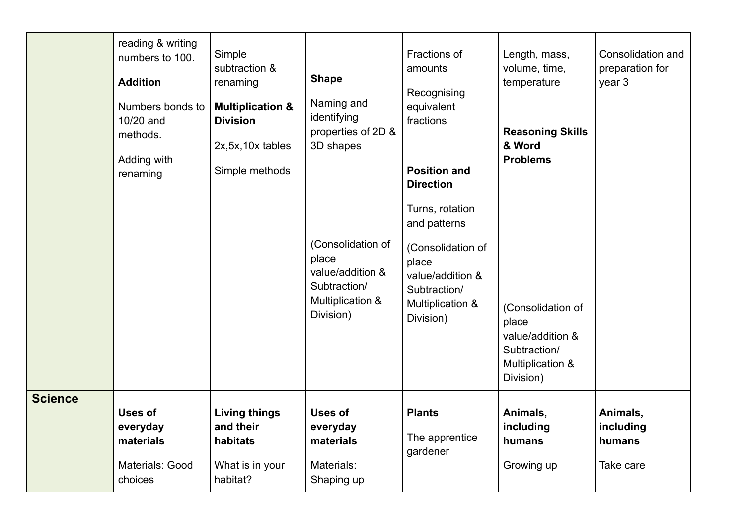|  |  |  |  |  |  |  |
|---|---|---|---|---|---|---|
|  | reading & writing numbers to 100.<br>**Addition**<br>Numbers bonds to 10/20 and methods.<br>Adding with renaming | Simple subtraction & renaming<br>**Multiplication & Division**<br>2x,5x,10x tables<br>Simple methods | **Shape**<br>Naming and identifying properties of 2D & 3D shapes<br>(Consolidation of place value/addition & Subtraction/ Multiplication & Division) | Fractions of amounts<br>Recognising equivalent fractions<br>**Position and Direction**<br>Turns, rotation and patterns<br>(Consolidation of place value/addition & Subtraction/ Multiplication & Division) | Length, mass, volume, time, temperature<br>**Reasoning Skills & Word Problems**<br>(Consolidation of place value/addition & Subtraction/ Multiplication & Division) | Consolidation and preparation for year 3 |
| **Science** | **Uses of everyday materials**<br>Materials: Good choices | **Living things and their habitats**<br>What is in your habitat? | **Uses of everyday materials**<br>Materials: Shaping up | **Plants**<br>The apprentice gardener | **Animals, including humans**<br>Growing up | **Animals, including humans**<br>Take care |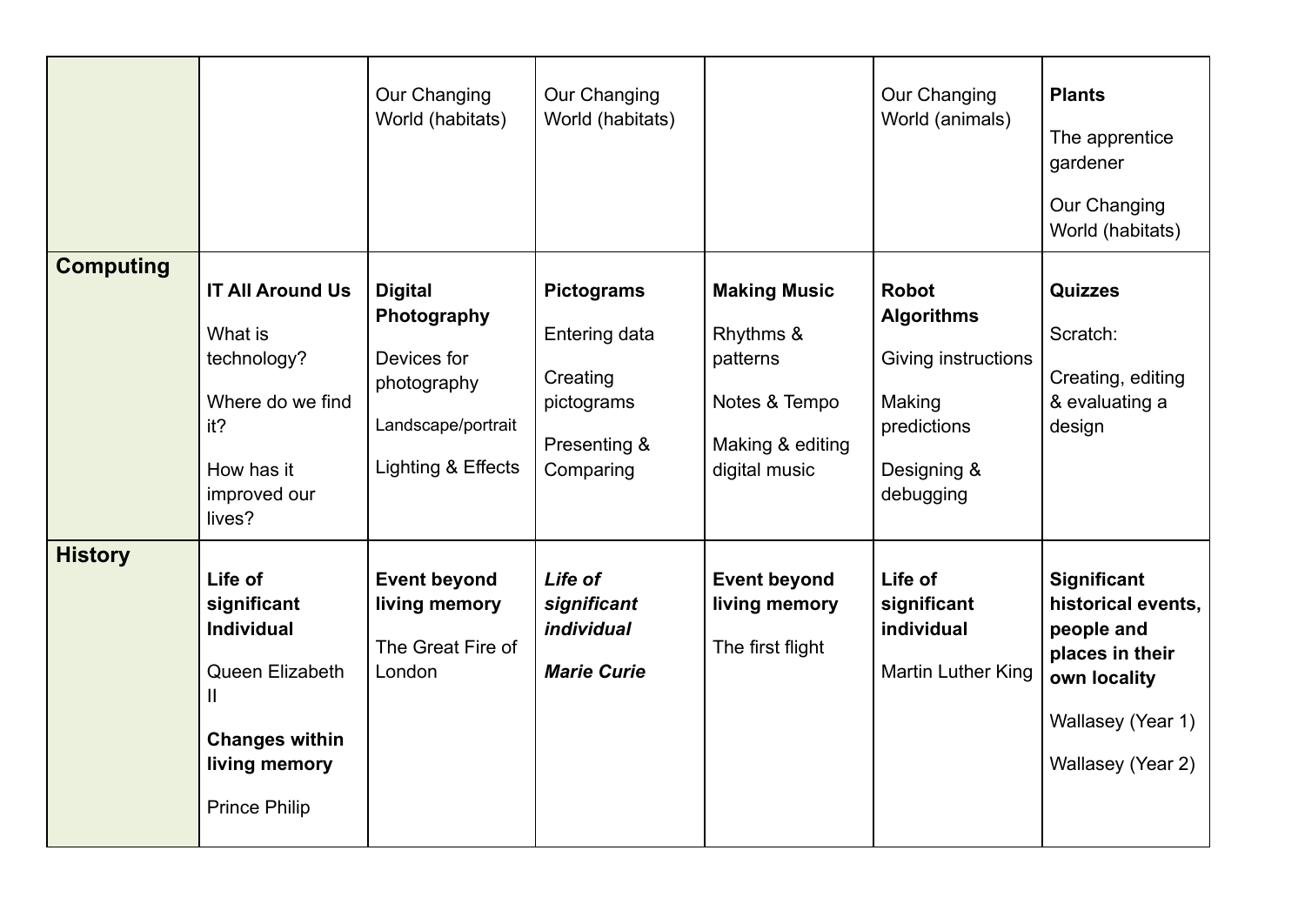| | | | | | | |
|---|---|---|---|---|---|---|
| | | Our Changing World (habitats) | Our Changing World (habitats) | | Our Changing World (animals) | **Plants**<br><br>The apprentice gardener<br><br>Our Changing World (habitats) |
| **Computing** | **IT All Around Us**<br><br>What is technology?<br><br>Where do we find it?<br><br>How has it improved our lives? | **Digital Photography**<br><br>Devices for photography<br><br>Landscape/portrait<br><br>Lighting & Effects | **Pictograms**<br><br>Entering data<br><br>Creating pictograms<br><br>Presenting & Comparing | **Making Music**<br><br>Rhythms & patterns<br><br>Notes & Tempo<br><br>Making & editing digital music | **Robot Algorithms**<br><br>Giving instructions<br><br>Making predictions<br><br>Designing & debugging | **Quizzes**<br><br>Scratch:<br><br>Creating, editing & evaluating a design |
| **History** | **Life of significant Individual**<br><br>Queen Elizabeth II<br><br>**Changes within living memory**<br><br>Prince Philip | **Event beyond living memory**<br><br>The Great Fire of London | ***Life of significant individual***<br><br>***Marie Curie*** | **Event beyond living memory**<br><br>The first flight | **Life of significant individual**<br><br>Martin Luther King | **Significant historical events, people and places in their own locality**<br><br>Wallasey (Year 1)<br><br>Wallasey (Year 2) |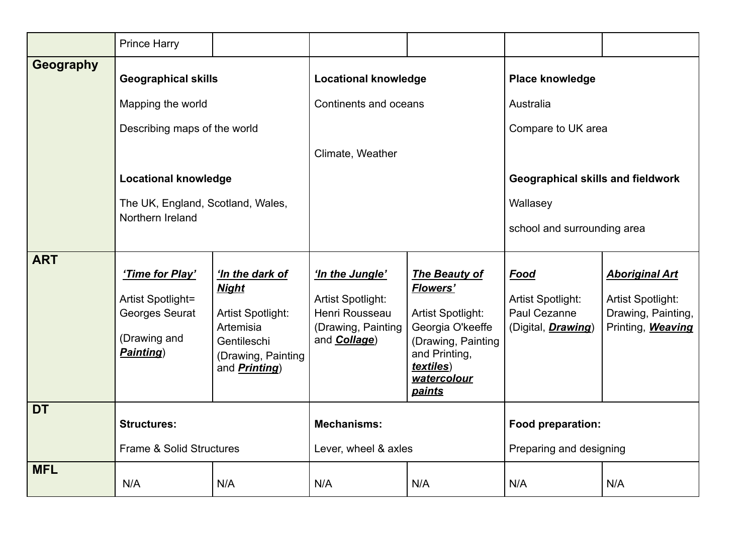| | | | | | | |
|---|---|---|---|---|---|---|
| | Prince Harry | | | | | |
| **Geography** | **Geographical skills**<br><br>Mapping the world<br><br>Describing maps of the world<br><br>**Locational knowledge**<br><br>The UK, England, Scotland, Wales, Northern Ireland | | **Locational knowledge**<br><br>Continents and oceans<br><br>Climate, Weather | | **Place knowledge**<br><br>Australia<br><br>Compare to UK area<br><br>**Geographical skills and fieldwork**<br><br>Wallasey<br><br>school and surrounding area | |
| **ART** | ***‘Time for Play’***<br><br>Artist Spotlight= Georges Seurat<br><br>(Drawing and ***Painting***) | ***‘In the dark of Night***<br><br>Artist Spotlight: Artemisia Gentileschi (Drawing, Painting and ***Printing***) | ***‘In the Jungle’***<br><br>Artist Spotlight: Henri Rousseau (Drawing, Painting and ***Collage***) | ***The Beauty of Flowers’***<br><br>Artist Spotlight: Georgia O'keeffe (Drawing, Painting and Printing, ***textiles***) ***watercolour paints*** | ***Food***<br><br>Artist Spotlight: Paul Cezanne (Digital, ***Drawing***) | ***Aboriginal Art***<br><br>Artist Spotlight: Drawing, Painting, Printing, ***Weaving*** |
| **DT** | **Structures:**<br><br>Frame & Solid Structures | | **Mechanisms:**<br><br>Lever, wheel & axles | | **Food preparation:**<br><br>Preparing and designing | |
| **MFL** | N/A | N/A | N/A | N/A | N/A | N/A |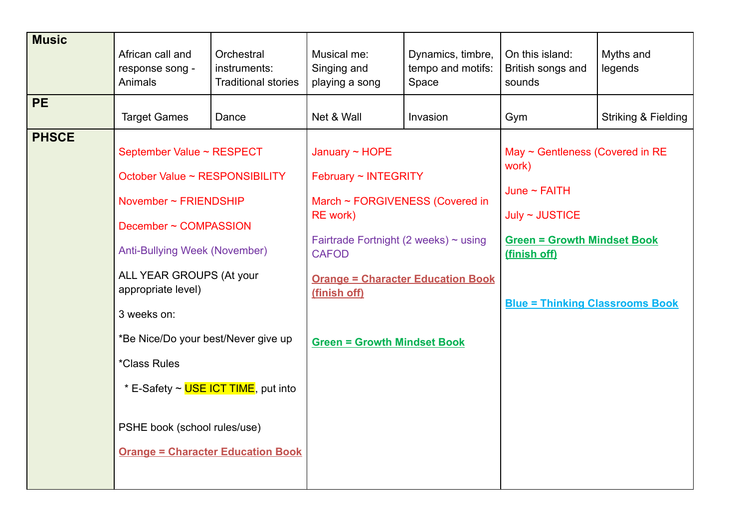| Music | African call and response song - Animals | Orchestral instruments: Traditional stories | Musical me: Singing and playing a song | Dynamics, timbre, tempo and motifs: Space | On this island: British songs and sounds | Myths and legends |
|---|---|---|---|---|---|---|
| PE | Target Games | Dance | Net & Wall | Invasion | Gym | Striking & Fielding |
| PHSCE | September Value ~ RESPECT<br><br>October Value ~ RESPONSIBILITY<br><br>November ~ FRIENDSHIP<br><br>December ~ COMPASSION<br><br>Anti-Bullying Week (November)<br><br>ALL YEAR GROUPS (At your appropriate level)<br><br>3 weeks on:<br><br>*Be Nice/Do your best/Never give up<br><br>*Class Rules<br><br>* E-Safety ~ USE ICT TIME, put into<br><br>PSHE book (school rules/use)<br><br>**Orange = Character Education Book** | | January ~ HOPE<br><br>February ~ INTEGRITY<br><br>March ~ FORGIVENESS (Covered in RE work)<br><br>Fairtrade Fortnight (2 weeks) ~ using CAFOD<br><br>**Orange = Character Education Book (finish off)**<br><br>**Green = Growth Mindset Book** | | May ~ Gentleness (Covered in RE work)<br><br>June ~ FAITH<br><br>July ~ JUSTICE<br><br>**Green = Growth Mindset Book (finish off)**<br><br>**Blue = Thinking Classrooms Book** | |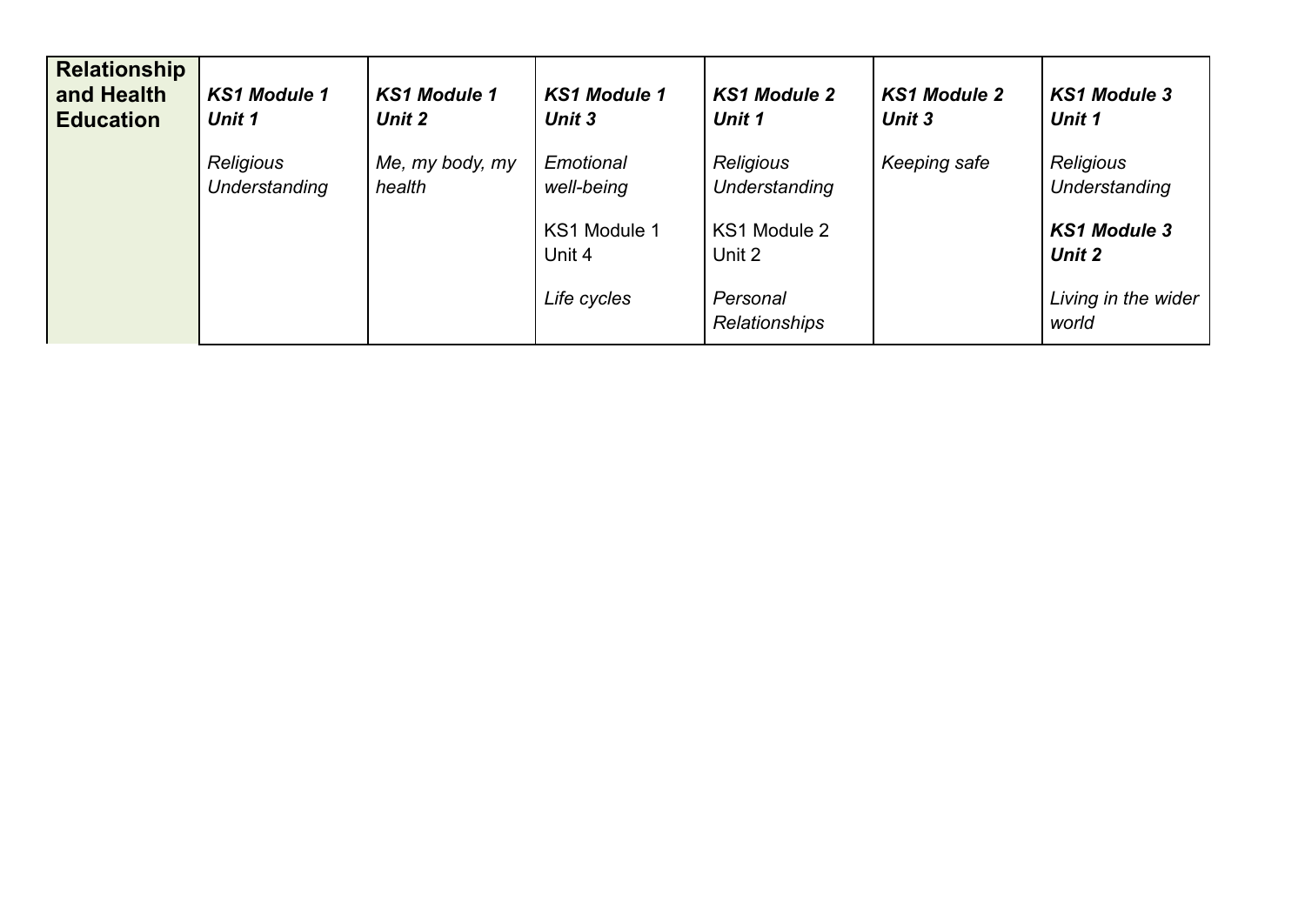| | | | | | | |
|---|---|---|---|---|---|---|
| **Relationship and Health Education** | ***KS1 Module 1 Unit 1***<br><br>*Religious Understanding* | ***KS1 Module 1 Unit 2***<br><br>*Me, my body, my health* | ***KS1 Module 1 Unit 3***<br><br>*Emotional well-being*<br><br>KS1 Module 1 Unit 4<br><br>*Life cycles* | ***KS1 Module 2 Unit 1***<br><br>*Religious Understanding*<br><br>KS1 Module 2 Unit 2<br><br>*Personal Relationships* | ***KS1 Module 2 Unit 3***<br><br>*Keeping safe* | ***KS1 Module 3 Unit 1***<br><br>*Religious Understanding*<br><br>***KS1 Module 3 Unit 2***<br><br>*Living in the wider world* |